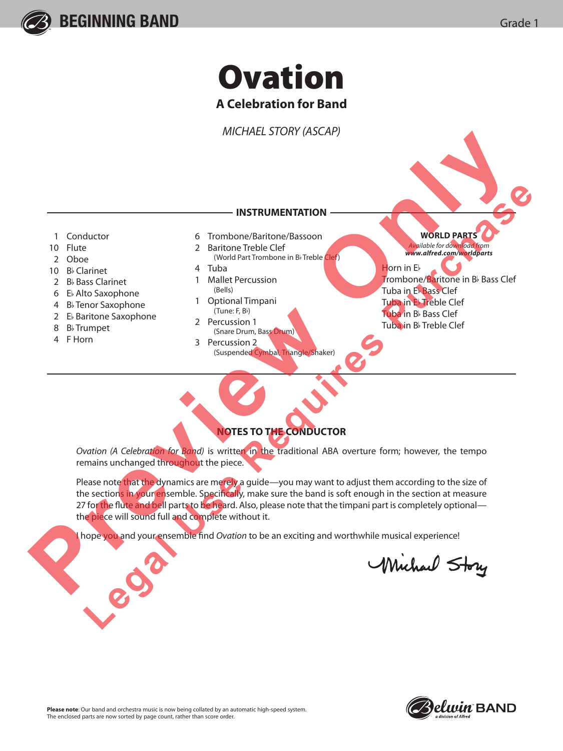BEGINNING BAND

Grade 1

# Ovation

## A Celebration for Band

*MICHAEL STORY (ASCAP)*

### INSTRUMENTATION

- 1 Conductor
- 10 Flute
- 2 Oboe
- 10 B♭ Clarinet
- 2 B♭ Bass Clarinet
- 6 E♭ Alto Saxophone
- 4 B♭ Tenor Saxophone
- 2 E♭ Baritone Saxophone
- 8 B♭ Trumpet
- 4 F Horn
- 6 Trombone/Baritone/Bassoon
- 2 Baritone Treble Clef (World Part Trombone in B♭ Treble Clef)
- 4 Tuba
- 1 Mallet Percussion (Bells)
- 1 Optional Timpani (Tune: F, B♭)
- 2 Percussion 1 (Snare Drum, Bass Drum)
- 3 Percussion 2 (Suspended Cymbal, Triangle/Shaker)

**WORLD PARTS**
*Available for download from* ***www.alfred.com/worldparts***

- Horn in E♭
- Trombone/Baritone in B♭ Bass Clef
- Tuba in E♭ Bass Clef
- Tuba in E♭ Treble Clef
- Tuba in B♭ Bass Clef
- Tuba in B♭ Treble Clef

### NOTES TO THE CONDUCTOR

*Ovation (A Celebration for Band)* is written in the traditional ABA overture form; however, the tempo remains unchanged throughout the piece.

Please note that the dynamics are merely a guide—you may want to adjust them according to the size of the sections in your ensemble. Specifically, make sure the band is soft enough in the section at measure 27 for the flute and bell parts to be heard. Also, please note that the timpani part is completely optional—the piece will sound full and complete without it.

I hope you and your ensemble find *Ovation* to be an exciting and worthwhile musical experience!

Michael Story

**Please note**: Our band and orchestra music is now being collated by an automatic high-speed system. The enclosed parts are now sorted by page count, rather than score order.

Belwin BAND
a division of Alfred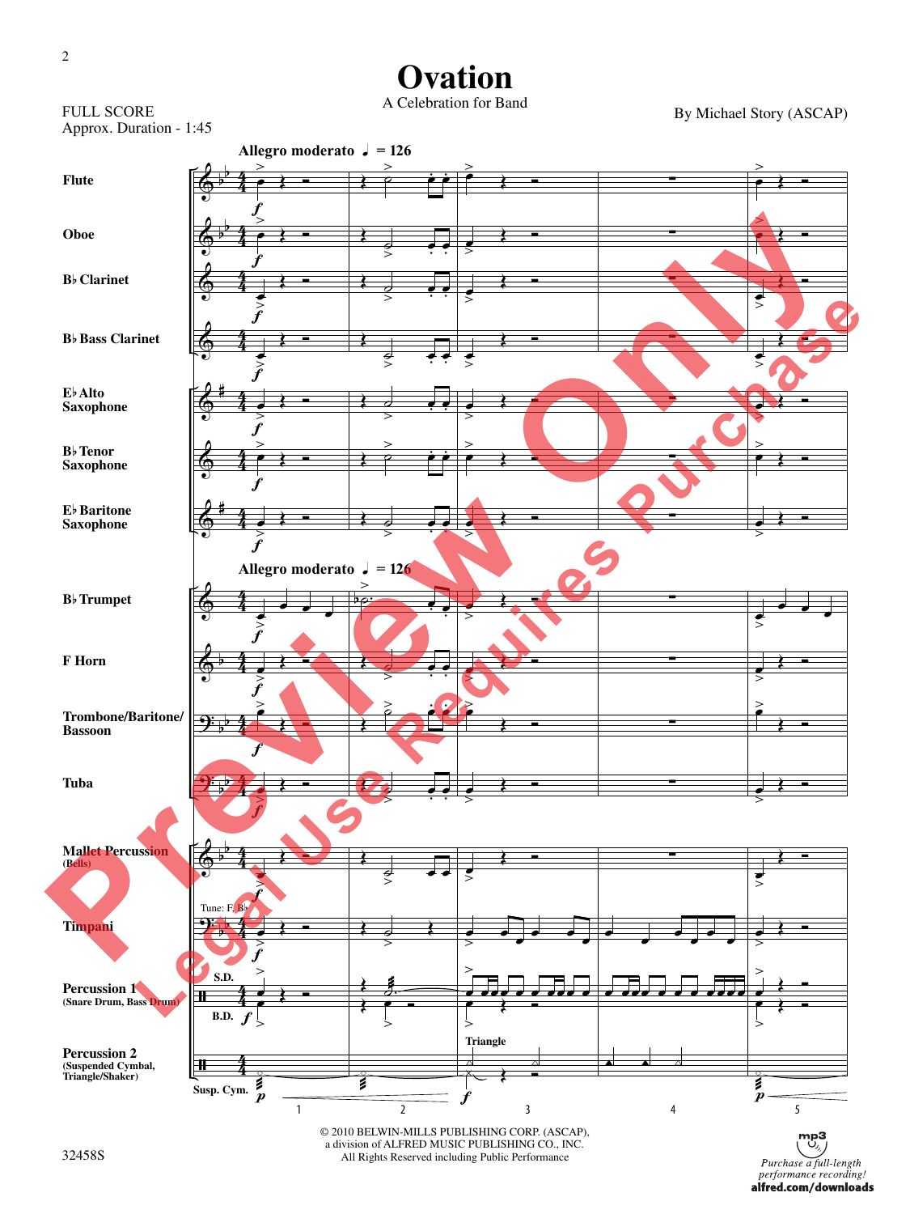# Ovation

A Celebration for Band

FULL SCORE
Approx. Duration - 1:45

By Michael Story (ASCAP)

Allegro moderato ♩ = 126

© 2010 BELWIN-MILLS PUBLISHING CORP. (ASCAP),
a division of ALFRED MUSIC PUBLISHING CO., INC.
All Rights Reserved including Public Performance

32458S

Purchase a full-length performance recording!
alfred.com/downloads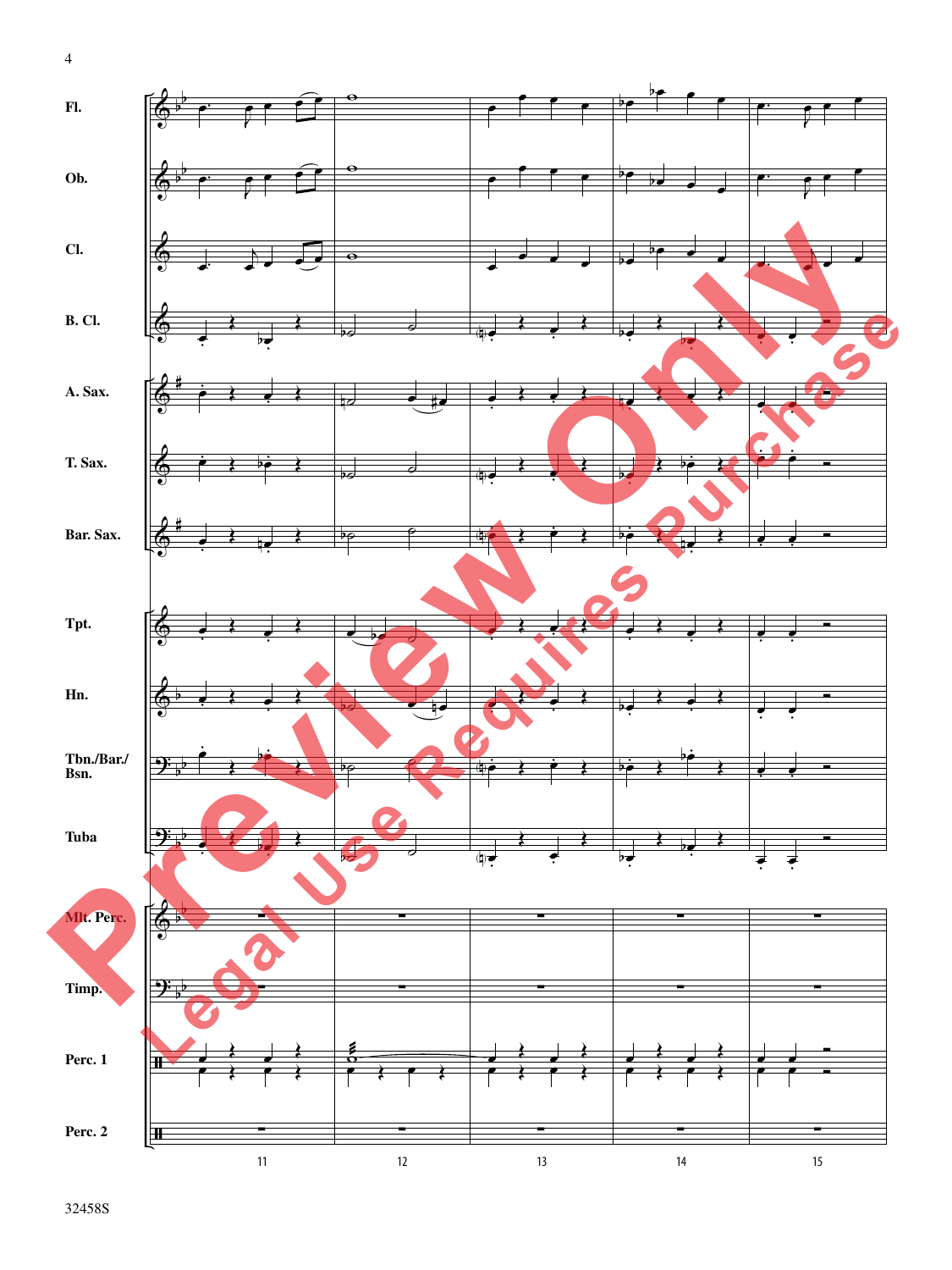Fl.

Ob.

Cl.

B. Cl.

A. Sax.

T. Sax.

Bar. Sax.

Tpt.

Hn.

Tbn./Bar./ Bsn.

Tuba

Mlt. Perc.

Timp.

Perc. 1

Perc. 2

11 12 13 14 15

Preview Only

Legal Use Requires Purchase

32458S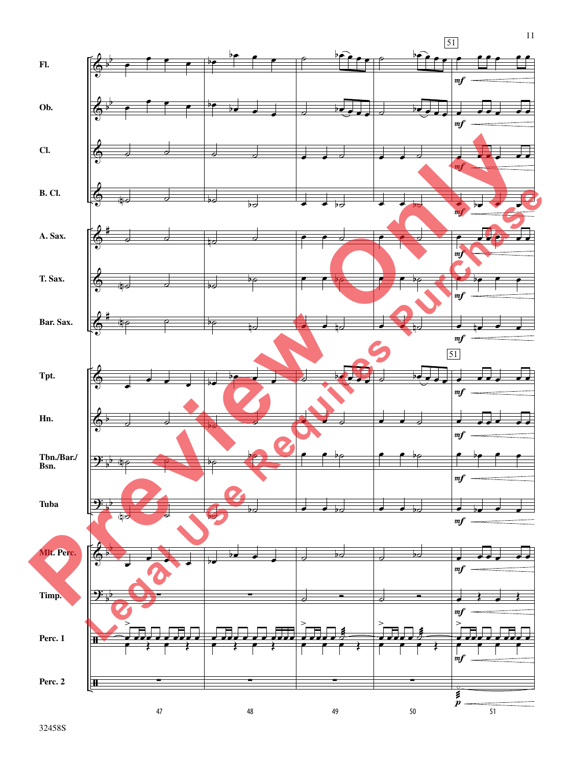Fl.

Ob.

Cl.

B. Cl.

A. Sax.

T. Sax.

Bar. Sax.

Tpt.

Hn.

Tbn./Bar./
Bsn.

Tuba

Mlt. Perc.

Timp.

Perc. 1

Perc. 2

51

*mf*

*p*

47 48 49 50 51

Preview Only

Legal Use Requires Purchase

32458S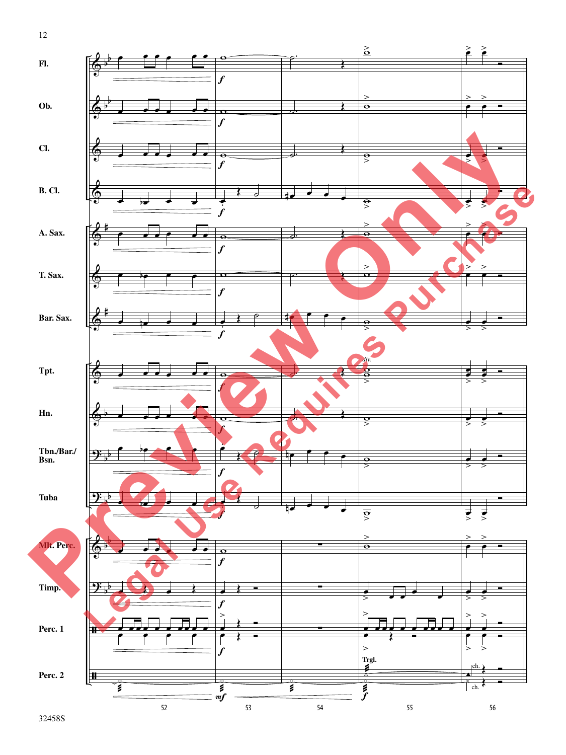Fl.

Ob.

Cl.

B. Cl.

A. Sax.

T. Sax.

Bar. Sax.

Tpt.

Hn.

Tbn./Bar./ Bsn.

Tuba

Mlt. Perc.

Timp.

Perc. 1

Perc. 2

*f* *mf* div. Trgl. ch.

52 53 54 55 56

Preview Only

Legal Use Requires Purchase

32458S